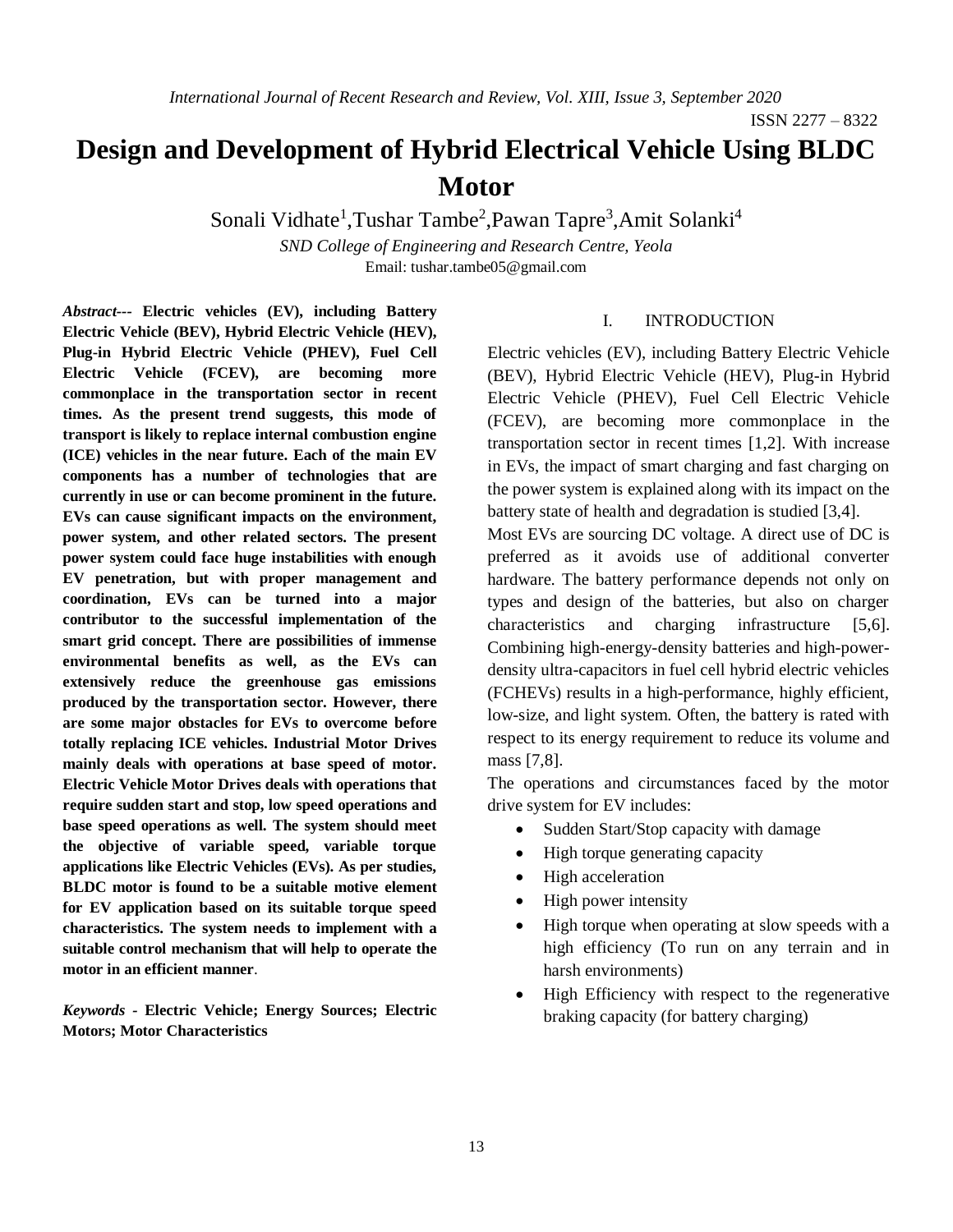# Design and Development of Hybrid Electrical Vehicle Using BLDC Motor

Sonali Vidhate[1], Tushar Tambe[2], Pawan Tapre[3], Amit Solanki[4]

*SND College of Engineering and Research Centre, Yeola*

Email: tushar.tambe05@gmail.com

***Abstract*--- Electric vehicles (EV), including Battery Electric Vehicle (BEV), Hybrid Electric Vehicle (HEV), Plug-in Hybrid Electric Vehicle (PHEV), Fuel Cell Electric Vehicle (FCEV), are becoming more commonplace in the transportation sector in recent times. As the present trend suggests, this mode of transport is likely to replace internal combustion engine (ICE) vehicles in the near future. Each of the main EV components has a number of technologies that are currently in use or can become prominent in the future. EVs can cause significant impacts on the environment, power system, and other related sectors. The present power system could face huge instabilities with enough EV penetration, but with proper management and coordination, EVs can be turned into a major contributor to the successful implementation of the smart grid concept. There are possibilities of immense environmental benefits as well, as the EVs can extensively reduce the greenhouse gas emissions produced by the transportation sector. However, there are some major obstacles for EVs to overcome before totally replacing ICE vehicles. Industrial Motor Drives mainly deals with operations at base speed of motor. Electric Vehicle Motor Drives deals with operations that require sudden start and stop, low speed operations and base speed operations as well. The system should meet the objective of variable speed, variable torque applications like Electric Vehicles (EVs). As per studies, BLDC motor is found to be a suitable motive element for EV application based on its suitable torque speed characteristics. The system needs to implement with a suitable control mechanism that will help to operate the motor in an efficient manner**.

***Keywords* - Electric Vehicle; Energy Sources; Electric Motors; Motor Characteristics**

## I. INTRODUCTION

Electric vehicles (EV), including Battery Electric Vehicle (BEV), Hybrid Electric Vehicle (HEV), Plug-in Hybrid Electric Vehicle (PHEV), Fuel Cell Electric Vehicle (FCEV), are becoming more commonplace in the transportation sector in recent times [1,2]. With increase in EVs, the impact of smart charging and fast charging on the power system is explained along with its impact on the battery state of health and degradation is studied [3,4].

Most EVs are sourcing DC voltage. A direct use of DC is preferred as it avoids use of additional converter hardware. The battery performance depends not only on types and design of the batteries, but also on charger characteristics and charging infrastructure [5,6]. Combining high-energy-density batteries and high-power-density ultra-capacitors in fuel cell hybrid electric vehicles (FCHEVs) results in a high-performance, highly efficient, low-size, and light system. Often, the battery is rated with respect to its energy requirement to reduce its volume and mass [7,8].

The operations and circumstances faced by the motor drive system for EV includes:

- Sudden Start/Stop capacity with damage
- High torque generating capacity
- High acceleration
- High power intensity
- High torque when operating at slow speeds with a high efficiency (To run on any terrain and in harsh environments)
- High Efficiency with respect to the regenerative braking capacity (for battery charging)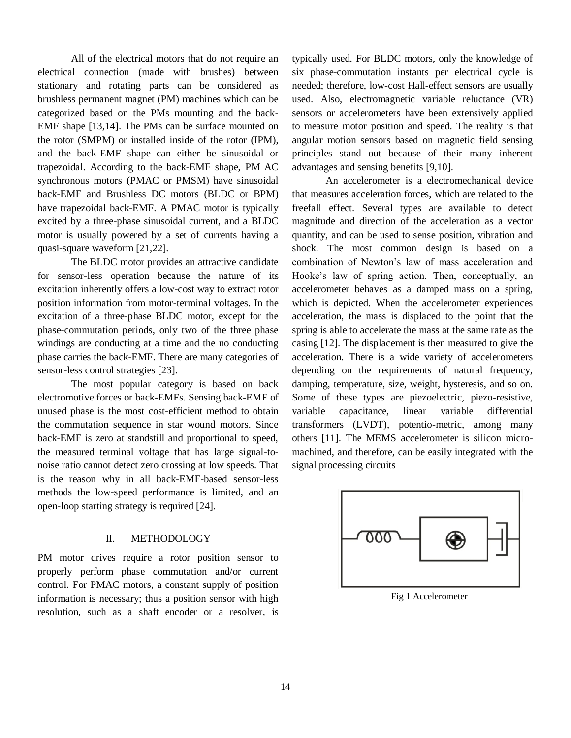All of the electrical motors that do not require an electrical connection (made with brushes) between stationary and rotating parts can be considered as brushless permanent magnet (PM) machines which can be categorized based on the PMs mounting and the back-EMF shape [13,14]. The PMs can be surface mounted on the rotor (SMPM) or installed inside of the rotor (IPM), and the back-EMF shape can either be sinusoidal or trapezoidal. According to the back-EMF shape, PM AC synchronous motors (PMAC or PMSM) have sinusoidal back-EMF and Brushless DC motors (BLDC or BPM) have trapezoidal back-EMF. A PMAC motor is typically excited by a three-phase sinusoidal current, and a BLDC motor is usually powered by a set of currents having a quasi-square waveform [21,22].

The BLDC motor provides an attractive candidate for sensor-less operation because the nature of its excitation inherently offers a low-cost way to extract rotor position information from motor-terminal voltages. In the excitation of a three-phase BLDC motor, except for the phase-commutation periods, only two of the three phase windings are conducting at a time and the no conducting phase carries the back-EMF. There are many categories of sensor-less control strategies [23].

The most popular category is based on back electromotive forces or back-EMFs. Sensing back-EMF of unused phase is the most cost-efficient method to obtain the commutation sequence in star wound motors. Since back-EMF is zero at standstill and proportional to speed, the measured terminal voltage that has large signal-to-noise ratio cannot detect zero crossing at low speeds. That is the reason why in all back-EMF-based sensor-less methods the low-speed performance is limited, and an open-loop starting strategy is required [24].

## II. METHODOLOGY

PM motor drives require a rotor position sensor to properly perform phase commutation and/or current control. For PMAC motors, a constant supply of position information is necessary; thus a position sensor with high resolution, such as a shaft encoder or a resolver, is typically used. For BLDC motors, only the knowledge of six phase-commutation instants per electrical cycle is needed; therefore, low-cost Hall-effect sensors are usually used. Also, electromagnetic variable reluctance (VR) sensors or accelerometers have been extensively applied to measure motor position and speed. The reality is that angular motion sensors based on magnetic field sensing principles stand out because of their many inherent advantages and sensing benefits [9,10].

An accelerometer is a electromechanical device that measures acceleration forces, which are related to the freefall effect. Several types are available to detect magnitude and direction of the acceleration as a vector quantity, and can be used to sense position, vibration and shock. The most common design is based on a combination of Newton's law of mass acceleration and Hooke's law of spring action. Then, conceptually, an accelerometer behaves as a damped mass on a spring, which is depicted. When the accelerometer experiences acceleration, the mass is displaced to the point that the spring is able to accelerate the mass at the same rate as the casing [12]. The displacement is then measured to give the acceleration. There is a wide variety of accelerometers depending on the requirements of natural frequency, damping, temperature, size, weight, hysteresis, and so on. Some of these types are piezoelectric, piezo-resistive, variable capacitance, linear variable differential transformers (LVDT), potentio-metric, among many others [11]. The MEMS accelerometer is silicon micro-machined, and therefore, can be easily integrated with the signal processing circuits

Fig 1 Accelerometer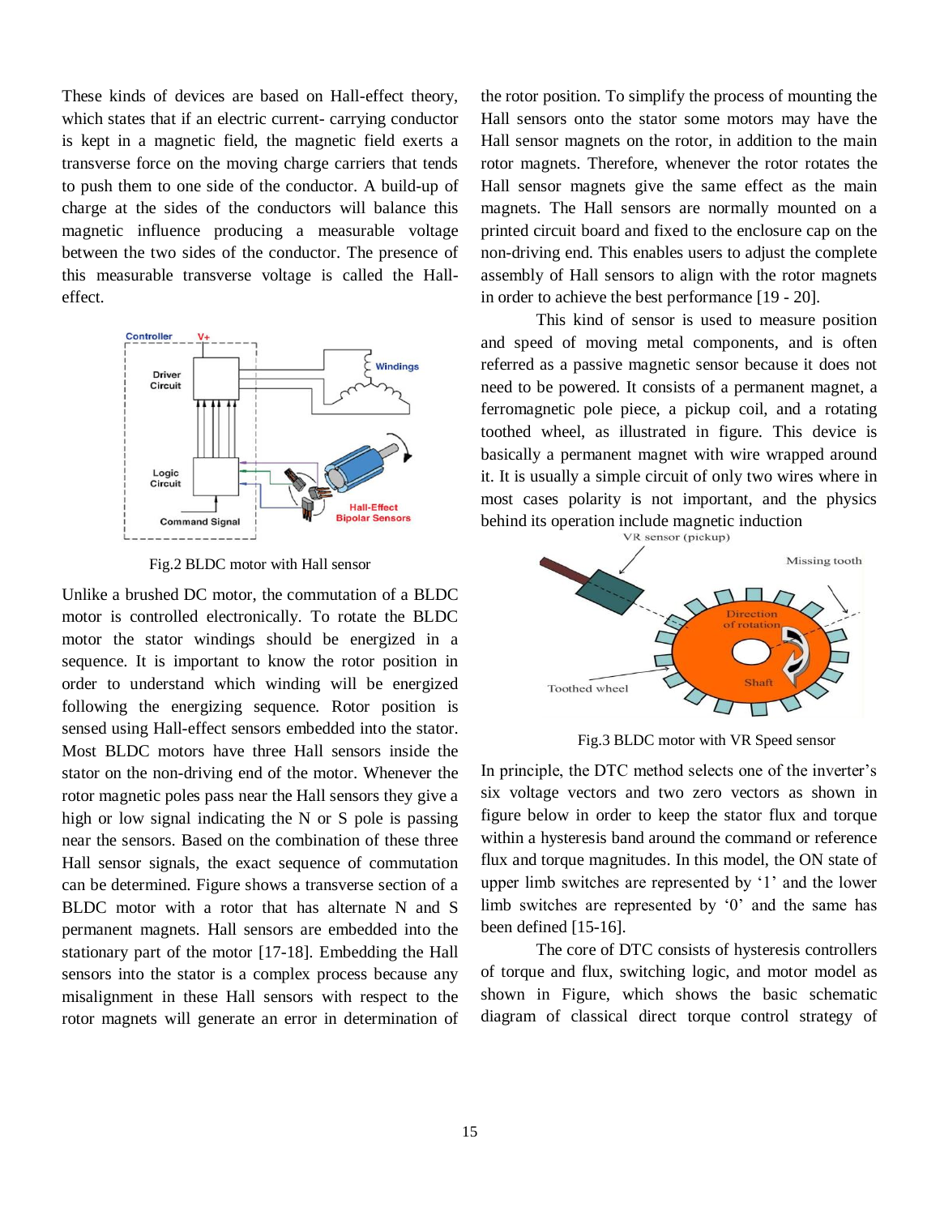These kinds of devices are based on Hall-effect theory, which states that if an electric current- carrying conductor is kept in a magnetic field, the magnetic field exerts a transverse force on the moving charge carriers that tends to push them to one side of the conductor. A build-up of charge at the sides of the conductors will balance this magnetic influence producing a measurable voltage between the two sides of the conductor. The presence of this measurable transverse voltage is called the Hall-effect.

Controller
V+
Driver Circuit
Windings
Logic Circuit
Command Signal
Hall-Effect Bipolar Sensors

Fig.2 BLDC motor with Hall sensor

Unlike a brushed DC motor, the commutation of a BLDC motor is controlled electronically. To rotate the BLDC motor the stator windings should be energized in a sequence. It is important to know the rotor position in order to understand which winding will be energized following the energizing sequence. Rotor position is sensed using Hall-effect sensors embedded into the stator. Most BLDC motors have three Hall sensors inside the stator on the non-driving end of the motor. Whenever the rotor magnetic poles pass near the Hall sensors they give a high or low signal indicating the N or S pole is passing near the sensors. Based on the combination of these three Hall sensor signals, the exact sequence of commutation can be determined. Figure shows a transverse section of a BLDC motor with a rotor that has alternate N and S permanent magnets. Hall sensors are embedded into the stationary part of the motor [17-18]. Embedding the Hall sensors into the stator is a complex process because any misalignment in these Hall sensors with respect to the rotor magnets will generate an error in determination of the rotor position. To simplify the process of mounting the Hall sensors onto the stator some motors may have the Hall sensor magnets on the rotor, in addition to the main rotor magnets. Therefore, whenever the rotor rotates the Hall sensor magnets give the same effect as the main magnets. The Hall sensors are normally mounted on a printed circuit board and fixed to the enclosure cap on the non-driving end. This enables users to adjust the complete assembly of Hall sensors to align with the rotor magnets in order to achieve the best performance [19 - 20].

This kind of sensor is used to measure position and speed of moving metal components, and is often referred as a passive magnetic sensor because it does not need to be powered. It consists of a permanent magnet, a ferromagnetic pole piece, a pickup coil, and a rotating toothed wheel, as illustrated in figure. This device is basically a permanent magnet with wire wrapped around it. It is usually a simple circuit of only two wires where in most cases polarity is not important, and the physics behind its operation include magnetic induction

VR sensor (pickup)
Missing tooth
Direction of rotation
Shaft
Toothed wheel

Fig.3 BLDC motor with VR Speed sensor

In principle, the DTC method selects one of the inverter's six voltage vectors and two zero vectors as shown in figure below in order to keep the stator flux and torque within a hysteresis band around the command or reference flux and torque magnitudes. In this model, the ON state of upper limb switches are represented by '1' and the lower limb switches are represented by '0' and the same has been defined [15-16].

The core of DTC consists of hysteresis controllers of torque and flux, switching logic, and motor model as shown in Figure, which shows the basic schematic diagram of classical direct torque control strategy of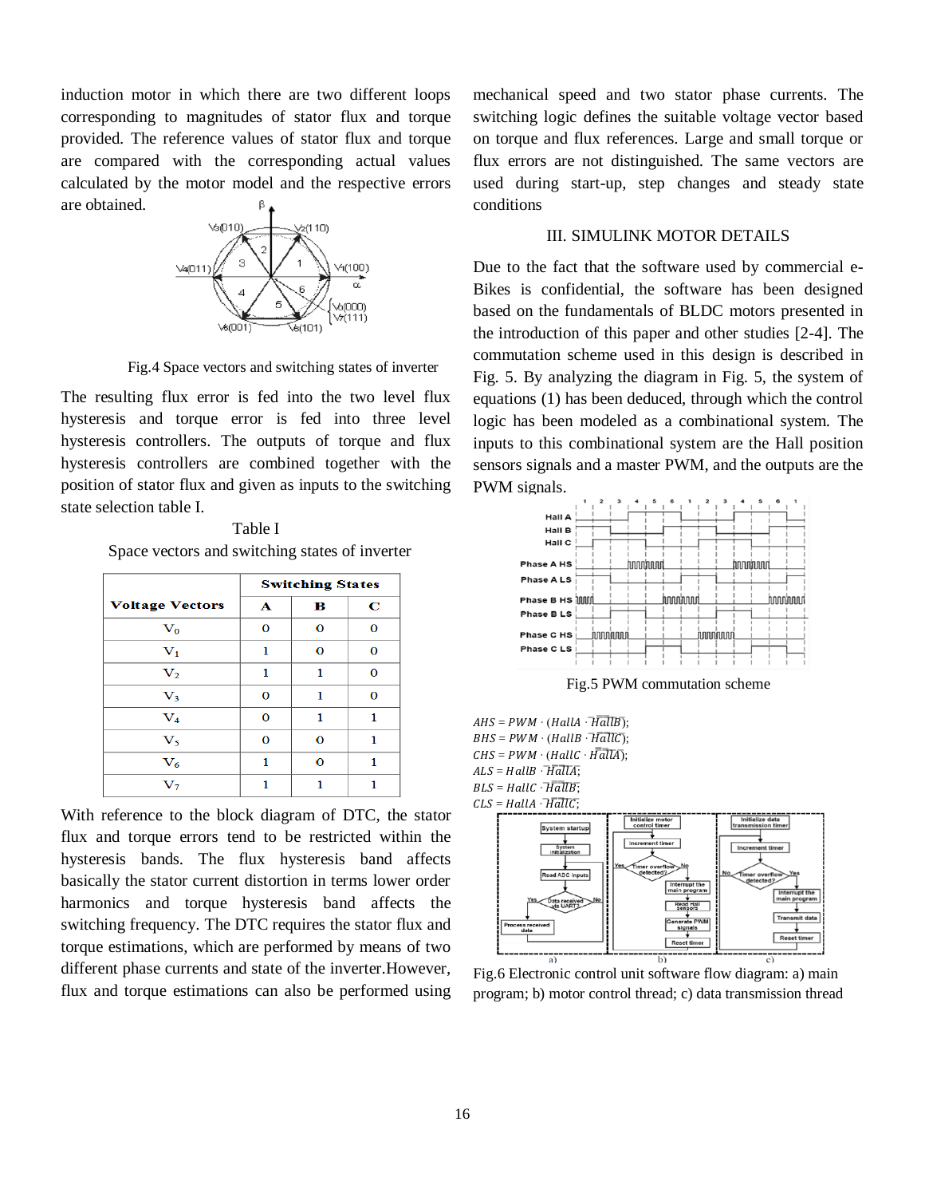induction motor in which there are two different loops corresponding to magnitudes of stator flux and torque provided. The reference values of stator flux and torque are compared with the corresponding actual values calculated by the motor model and the respective errors are obtained.

Fig.4 Space vectors and switching states of inverter

The resulting flux error is fed into the two level flux hysteresis and torque error is fed into three level hysteresis controllers. The outputs of torque and flux hysteresis controllers are combined together with the position of stator flux and given as inputs to the switching state selection table I.

Table I

Space vectors and switching states of inverter

| Voltage Vectors | Switching States | | |
|---|---|---|---|
| | A | B | C |
| $V_0$ | 0 | 0 | 0 |
| $V_1$ | 1 | 0 | 0 |
| $V_2$ | 1 | 1 | 0 |
| $V_3$ | 0 | 1 | 0 |
| $V_4$ | 0 | 1 | 1 |
| $V_5$ | 0 | 0 | 1 |
| $V_6$ | 1 | 0 | 1 |
| $V_7$ | 1 | 1 | 1 |

With reference to the block diagram of DTC, the stator flux and torque errors tend to be restricted within the hysteresis bands. The flux hysteresis band affects basically the stator current distortion in terms lower order harmonics and torque hysteresis band affects the switching frequency. The DTC requires the stator flux and torque estimations, which are performed by means of two different phase currents and state of the inverter.However, flux and torque estimations can also be performed using mechanical speed and two stator phase currents. The switching logic defines the suitable voltage vector based on torque and flux references. Large and small torque or flux errors are not distinguished. The same vectors are used during start-up, step changes and steady state conditions

## III. SIMULINK MOTOR DETAILS

Due to the fact that the software used by commercial e-Bikes is confidential, the software has been designed based on the fundamentals of BLDC motors presented in the introduction of this paper and other studies [2-4]. The commutation scheme used in this design is described in Fig. 5. By analyzing the diagram in Fig. 5, the system of equations (1) has been deduced, through which the control logic has been modeled as a combinational system. The inputs to this combinational system are the Hall position sensors signals and a master PWM, and the outputs are the PWM signals.

Fig.5 PWM commutation scheme

$$AHS = PWM \cdot (HallA \cdot \overline{HallB});$$
$$BHS = PWM \cdot (HallB \cdot \overline{HallC});$$
$$CHS = PWM \cdot (HallC \cdot \overline{HallA});$$
$$ALS = HallB \cdot \overline{HallA};$$
$$BLS = HallC \cdot \overline{HallB};$$
$$CLS = HallA \cdot \overline{HallC};$$

Fig.6 Electronic control unit software flow diagram: a) main program; b) motor control thread; c) data transmission thread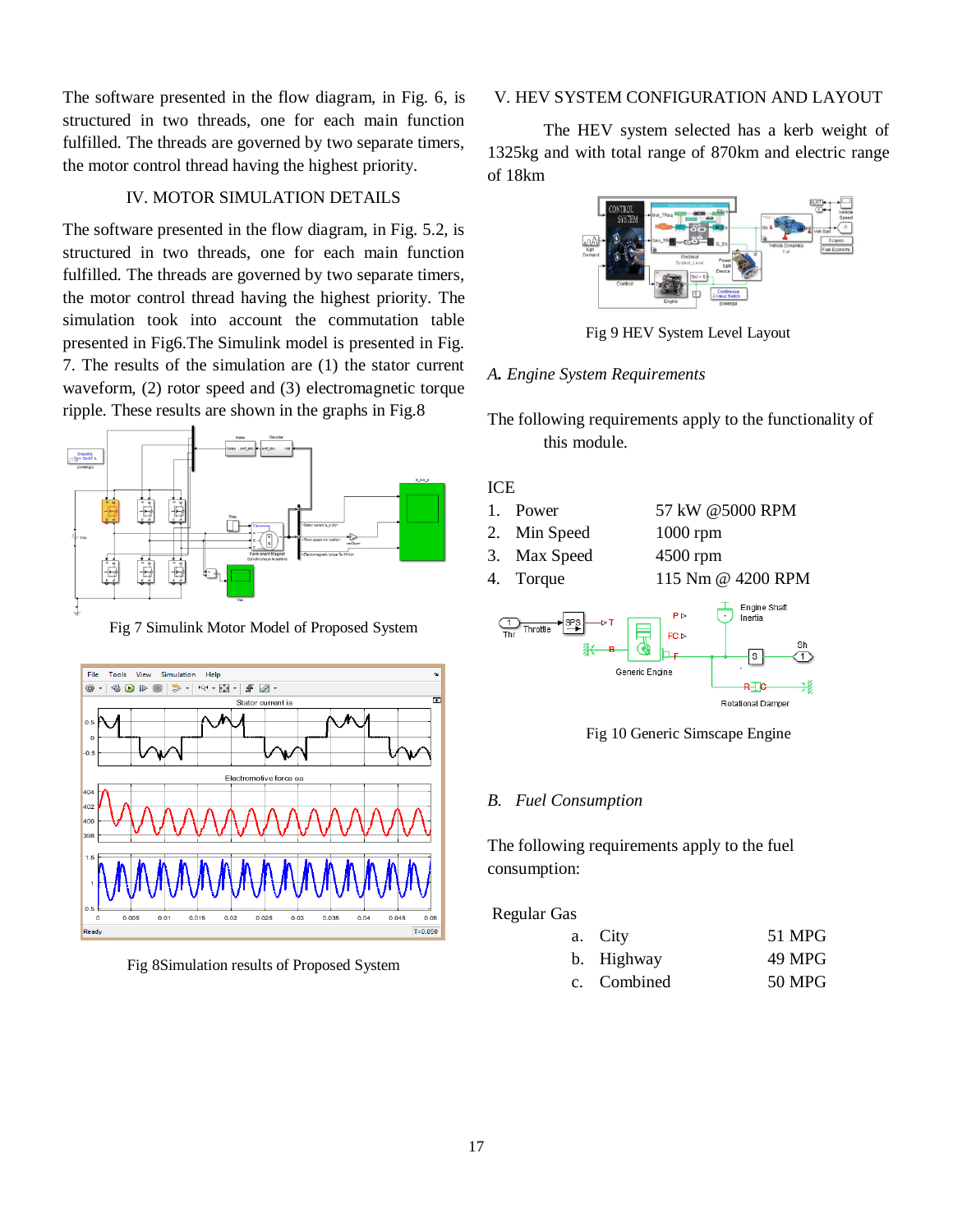The software presented in the flow diagram, in Fig. 6, is structured in two threads, one for each main function fulfilled. The threads are governed by two separate timers, the motor control thread having the highest priority.

## IV. MOTOR SIMULATION DETAILS

The software presented in the flow diagram, in Fig. 5.2, is structured in two threads, one for each main function fulfilled. The threads are governed by two separate timers, the motor control thread having the highest priority. The simulation took into account the commutation table presented in Fig6.The Simulink model is presented in Fig. 7. The results of the simulation are (1) the stator current waveform, (2) rotor speed and (3) electromagnetic torque ripple. These results are shown in the graphs in Fig.8

Fig 7 Simulink Motor Model of Proposed System

Fig 8Simulation results of Proposed System

## V. HEV SYSTEM CONFIGURATION AND LAYOUT

The HEV system selected has a kerb weight of 1325kg and with total range of 870km and electric range of 18km

Fig 9 HEV System Level Layout

### *A. Engine System Requirements*

The following requirements apply to the functionality of this module.

ICE

| | | |
|---|---|---|
| 1. | Power | 57 kW @5000 RPM |
| 2. | Min Speed | 1000 rpm |
| 3. | Max Speed | 4500 rpm |
| 4. | Torque | 115 Nm @ 4200 RPM |

Fig 10 Generic Simscape Engine

### *B. Fuel Consumption*

The following requirements apply to the fuel consumption:

Regular Gas

| | | |
|---|---|---|
| a. | City | 51 MPG |
| b. | Highway | 49 MPG |
| c. | Combined | 50 MPG |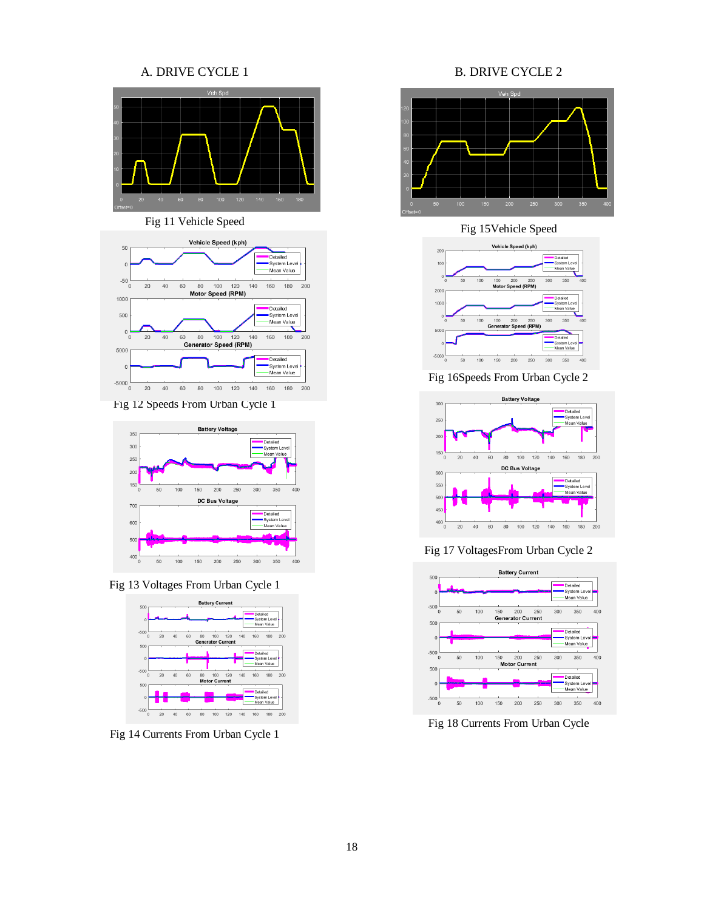## A. DRIVE CYCLE 1

Fig 11 Vehicle Speed

Fig 12 Speeds From Urban Cycle 1

Fig 13 Voltages From Urban Cycle 1

Fig 14 Currents From Urban Cycle 1

## B. DRIVE CYCLE 2

Fig 15Vehicle Speed

Fig 16Speeds From Urban Cycle 2

Fig 17 VoltagesFrom Urban Cycle 2

Fig 18 Currents From Urban Cycle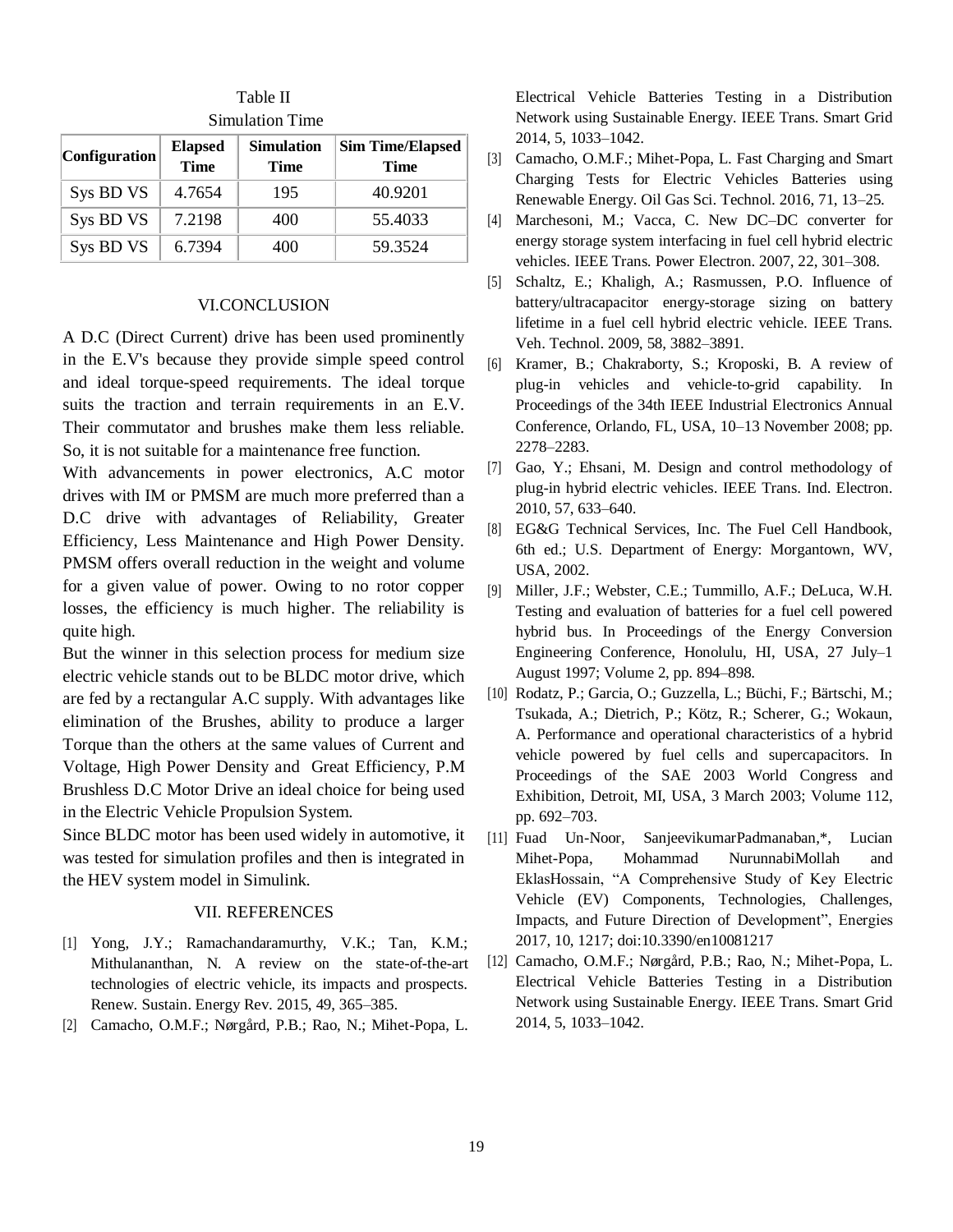Table II
Simulation Time

| Configuration | Elapsed Time | Simulation Time | Sim Time/Elapsed Time |
|---|---|---|---|
| Sys BD VS | 4.7654 | 195 | 40.9201 |
| Sys BD VS | 7.2198 | 400 | 55.4033 |
| Sys BD VS | 6.7394 | 400 | 59.3524 |

## VI.CONCLUSION

A D.C (Direct Current) drive has been used prominently in the E.V's because they provide simple speed control and ideal torque-speed requirements. The ideal torque suits the traction and terrain requirements in an E.V. Their commutator and brushes make them less reliable. So, it is not suitable for a maintenance free function.

With advancements in power electronics, A.C motor drives with IM or PMSM are much more preferred than a D.C drive with advantages of Reliability, Greater Efficiency, Less Maintenance and High Power Density. PMSM offers overall reduction in the weight and volume for a given value of power. Owing to no rotor copper losses, the efficiency is much higher. The reliability is quite high.

But the winner in this selection process for medium size electric vehicle stands out to be BLDC motor drive, which are fed by a rectangular A.C supply. With advantages like elimination of the Brushes, ability to produce a larger Torque than the others at the same values of Current and Voltage, High Power Density and Great Efficiency, P.M Brushless D.C Motor Drive an ideal choice for being used in the Electric Vehicle Propulsion System.

Since BLDC motor has been used widely in automotive, it was tested for simulation profiles and then is integrated in the HEV system model in Simulink.

## VII. REFERENCES

[1] Yong, J.Y.; Ramachandaramurthy, V.K.; Tan, K.M.; Mithulananthan, N. A review on the state-of-the-art technologies of electric vehicle, its impacts and prospects. Renew. Sustain. Energy Rev. 2015, 49, 365–385.

[2] Camacho, O.M.F.; Nørgård, P.B.; Rao, N.; Mihet-Popa, L. Electrical Vehicle Batteries Testing in a Distribution Network using Sustainable Energy. IEEE Trans. Smart Grid 2014, 5, 1033–1042.

[3] Camacho, O.M.F.; Mihet-Popa, L. Fast Charging and Smart Charging Tests for Electric Vehicles Batteries using Renewable Energy. Oil Gas Sci. Technol. 2016, 71, 13–25.

[4] Marchesoni, M.; Vacca, C. New DC–DC converter for energy storage system interfacing in fuel cell hybrid electric vehicles. IEEE Trans. Power Electron. 2007, 22, 301–308.

[5] Schaltz, E.; Khaligh, A.; Rasmussen, P.O. Influence of battery/ultracapacitor energy-storage sizing on battery lifetime in a fuel cell hybrid electric vehicle. IEEE Trans. Veh. Technol. 2009, 58, 3882–3891.

[6] Kramer, B.; Chakraborty, S.; Kroposki, B. A review of plug-in vehicles and vehicle-to-grid capability. In Proceedings of the 34th IEEE Industrial Electronics Annual Conference, Orlando, FL, USA, 10–13 November 2008; pp. 2278–2283.

[7] Gao, Y.; Ehsani, M. Design and control methodology of plug-in hybrid electric vehicles. IEEE Trans. Ind. Electron. 2010, 57, 633–640.

[8] EG&G Technical Services, Inc. The Fuel Cell Handbook, 6th ed.; U.S. Department of Energy: Morgantown, WV, USA, 2002.

[9] Miller, J.F.; Webster, C.E.; Tummillo, A.F.; DeLuca, W.H. Testing and evaluation of batteries for a fuel cell powered hybrid bus. In Proceedings of the Energy Conversion Engineering Conference, Honolulu, HI, USA, 27 July–1 August 1997; Volume 2, pp. 894–898.

[10] Rodatz, P.; Garcia, O.; Guzzella, L.; Büchi, F.; Bärtschi, M.; Tsukada, A.; Dietrich, P.; Kötz, R.; Scherer, G.; Wokaun, A. Performance and operational characteristics of a hybrid vehicle powered by fuel cells and supercapacitors. In Proceedings of the SAE 2003 World Congress and Exhibition, Detroit, MI, USA, 3 March 2003; Volume 112, pp. 692–703.

[11] Fuad Un-Noor, SanjeevikumarPadmanaban,*, Lucian Mihet-Popa, Mohammad NurunnabiMollah and EklasHossain, "A Comprehensive Study of Key Electric Vehicle (EV) Components, Technologies, Challenges, Impacts, and Future Direction of Development", Energies 2017, 10, 1217; doi:10.3390/en10081217

[12] Camacho, O.M.F.; Nørgård, P.B.; Rao, N.; Mihet-Popa, L. Electrical Vehicle Batteries Testing in a Distribution Network using Sustainable Energy. IEEE Trans. Smart Grid 2014, 5, 1033–1042.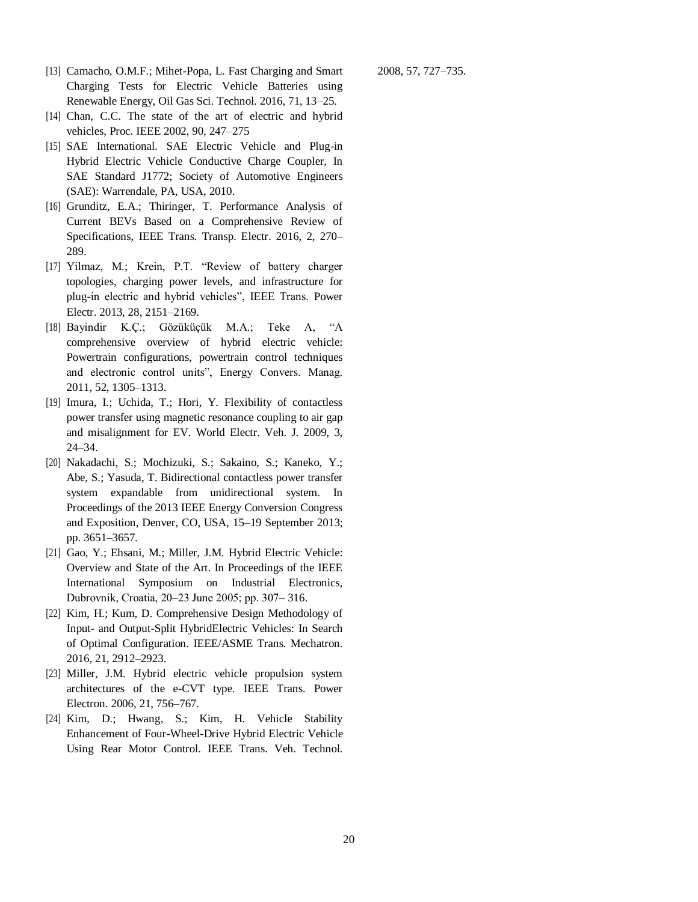[13] Camacho, O.M.F.; Mihet-Popa, L. Fast Charging and Smart Charging Tests for Electric Vehicle Batteries using Renewable Energy, Oil Gas Sci. Technol. 2016, 71, 13–25.

[14] Chan, C.C. The state of the art of electric and hybrid vehicles, Proc. IEEE 2002, 90, 247–275

[15] SAE International. SAE Electric Vehicle and Plug-in Hybrid Electric Vehicle Conductive Charge Coupler, In SAE Standard J1772; Society of Automotive Engineers (SAE): Warrendale, PA, USA, 2010.

[16] Grunditz, E.A.; Thiringer, T. Performance Analysis of Current BEVs Based on a Comprehensive Review of Specifications, IEEE Trans. Transp. Electr. 2016, 2, 270–289.

[17] Yilmaz, M.; Krein, P.T. "Review of battery charger topologies, charging power levels, and infrastructure for plug-in electric and hybrid vehicles", IEEE Trans. Power Electr. 2013, 28, 2151–2169.

[18] Bayindir K.Ç.; Gözüküçük M.A.; Teke A, "A comprehensive overview of hybrid electric vehicle: Powertrain configurations, powertrain control techniques and electronic control units", Energy Convers. Manag. 2011, 52, 1305–1313.

[19] Imura, I.; Uchida, T.; Hori, Y. Flexibility of contactless power transfer using magnetic resonance coupling to air gap and misalignment for EV. World Electr. Veh. J. 2009, 3, 24–34.

[20] Nakadachi, S.; Mochizuki, S.; Sakaino, S.; Kaneko, Y.; Abe, S.; Yasuda, T. Bidirectional contactless power transfer system expandable from unidirectional system. In Proceedings of the 2013 IEEE Energy Conversion Congress and Exposition, Denver, CO, USA, 15–19 September 2013; pp. 3651–3657.

[21] Gao, Y.; Ehsani, M.; Miller, J.M. Hybrid Electric Vehicle: Overview and State of the Art. In Proceedings of the IEEE International Symposium on Industrial Electronics, Dubrovnik, Croatia, 20–23 June 2005; pp. 307– 316.

[22] Kim, H.; Kum, D. Comprehensive Design Methodology of Input- and Output-Split HybridElectric Vehicles: In Search of Optimal Configuration. IEEE/ASME Trans. Mechatron. 2016, 21, 2912–2923.

[23] Miller, J.M. Hybrid electric vehicle propulsion system architectures of the e-CVT type. IEEE Trans. Power Electron. 2006, 21, 756–767.

[24] Kim, D.; Hwang, S.; Kim, H. Vehicle Stability Enhancement of Four-Wheel-Drive Hybrid Electric Vehicle Using Rear Motor Control. IEEE Trans. Veh. Technol. 2008, 57, 727–735.